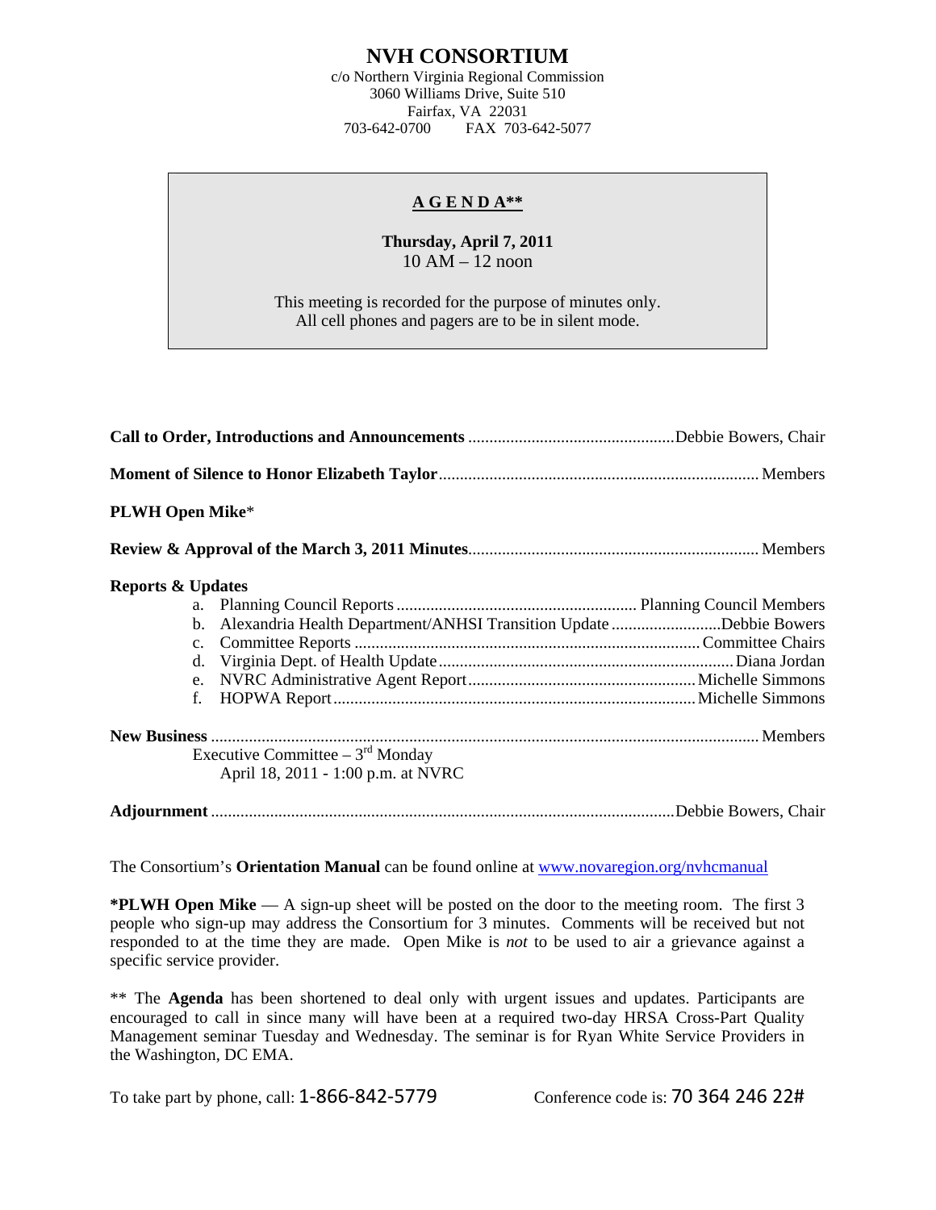# NVH CONSORTIUM

c/o Northern Virginia Regional Commission
3060 Williams Drive, Suite 510
Fairfax, VA 22031
703-642-0700 FAX 703-642-5077

## A G E N D A**

**Thursday, April 7, 2011**
10 AM – 12 noon

This meeting is recorded for the purpose of minutes only.
All cell phones and pagers are to be in silent mode.

**Call to Order, Introductions and Announcements** .................................................Debbie Bowers, Chair

**Moment of Silence to Honor Elizabeth Taylor**........................................................................... Members

**PLWH Open Mike***

**Review & Approval of the March 3, 2011 Minutes**..................................................................... Members

**Reports & Updates**

a. Planning Council Reports ........................................................ Planning Council Members
b. Alexandria Health Department/ANHSI Transition Update ..........................Debbie Bowers
c. Committee Reports ................................................................................ Committee Chairs
d. Virginia Dept. of Health Update ..................................................................... Diana Jordan
e. NVRC Administrative Agent Report..................................................... Michelle Simmons
f. HOPWA Report ..................................................................................... Michelle Simmons

**New Business** ................................................................................................................................ Members

Executive Committee – 3rd Monday
April 18, 2011 - 1:00 p.m. at NVRC

**Adjournment** ............................................................................................................Debbie Bowers, Chair

The Consortium's **Orientation Manual** can be found online at www.novaregion.org/nvhcmanual

***PLWH Open Mike** — A sign-up sheet will be posted on the door to the meeting room. The first 3 people who sign-up may address the Consortium for 3 minutes. Comments will be received but not responded to at the time they are made. Open Mike is *not* to be used to air a grievance against a specific service provider.

** The **Agenda** has been shortened to deal only with urgent issues and updates. Participants are encouraged to call in since many will have been at a required two-day HRSA Cross-Part Quality Management seminar Tuesday and Wednesday. The seminar is for Ryan White Service Providers in the Washington, DC EMA.

To take part by phone, call: 1-866-842-5779 Conference code is: 70 364 246 22#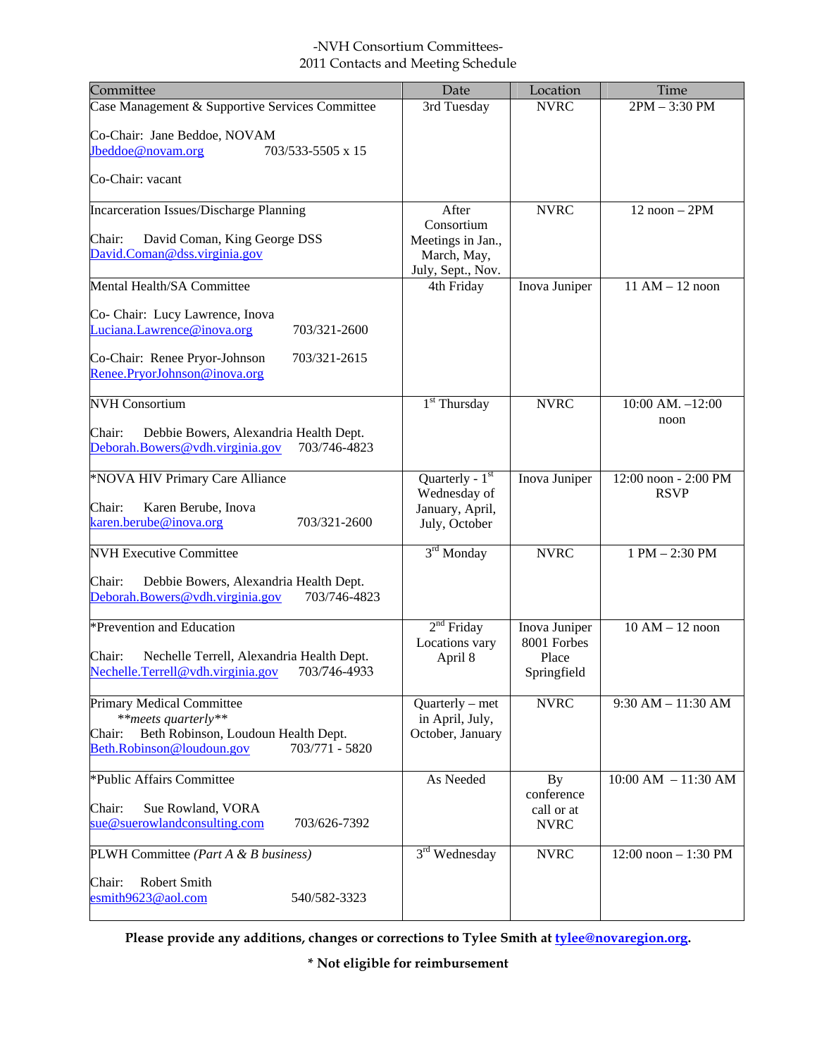-NVH Consortium Committees-
2011 Contacts and Meeting Schedule

| Committee | Date | Location | Time |
|---|---|---|---|
| Case Management & Supportive Services Committee<br><br>Co-Chair: Jane Beddoe, NOVAM<br>Jbeddoe@novam.org 703/533-5505 x 15<br><br>Co-Chair: vacant | 3rd Tuesday | NVRC | 2PM – 3:30 PM |
| Incarceration Issues/Discharge Planning<br><br>Chair: David Coman, King George DSS<br>David.Coman@dss.virginia.gov | After Consortium Meetings in Jan., March, May, July, Sept., Nov. | NVRC | 12 noon – 2PM |
| Mental Health/SA Committee<br><br>Co- Chair: Lucy Lawrence, Inova<br>Luciana.Lawrence@inova.org 703/321-2600<br><br>Co-Chair: Renee Pryor-Johnson 703/321-2615<br>Renee.PryorJohnson@inova.org | 4th Friday | Inova Juniper | 11 AM – 12 noon |
| NVH Consortium<br><br>Chair: Debbie Bowers, Alexandria Health Dept.<br>Deborah.Bowers@vdh.virginia.gov 703/746-4823 | 1st Thursday | NVRC | 10:00 AM. –12:00 noon |
| *NOVA HIV Primary Care Alliance<br><br>Chair: Karen Berube, Inova<br>karen.berube@inova.org 703/321-2600 | Quarterly - 1st Wednesday of January, April, July, October | Inova Juniper | 12:00 noon - 2:00 PM RSVP |
| NVH Executive Committee<br><br>Chair: Debbie Bowers, Alexandria Health Dept.<br>Deborah.Bowers@vdh.virginia.gov 703/746-4823 | 3rd Monday | NVRC | 1 PM – 2:30 PM |
| *Prevention and Education<br><br>Chair: Nechelle Terrell, Alexandria Health Dept.<br>Nechelle.Terrell@vdh.virginia.gov 703/746-4933 | 2nd Friday Locations vary April 8 | Inova Juniper 8001 Forbes Place Springfield | 10 AM – 12 noon |
| Primary Medical Committee<br>*\*meets quarterly\*\**<br>Chair: Beth Robinson, Loudoun Health Dept.<br>Beth.Robinson@loudoun.gov 703/771 - 5820 | Quarterly – met in April, July, October, January | NVRC | 9:30 AM – 11:30 AM |
| *Public Affairs Committee<br><br>Chair: Sue Rowland, VORA<br>sue@suerowlandconsulting.com 703/626-7392 | As Needed | By conference call or at NVRC | 10:00 AM – 11:30 AM |
| PLWH Committee *(Part A & B business)*<br><br>Chair: Robert Smith<br>esmith9623@aol.com 540/582-3323 | 3rd Wednesday | NVRC | 12:00 noon – 1:30 PM |

**Please provide any additions, changes or corrections to Tylee Smith at tylee@novaregion.org.**

**\* Not eligible for reimbursement**